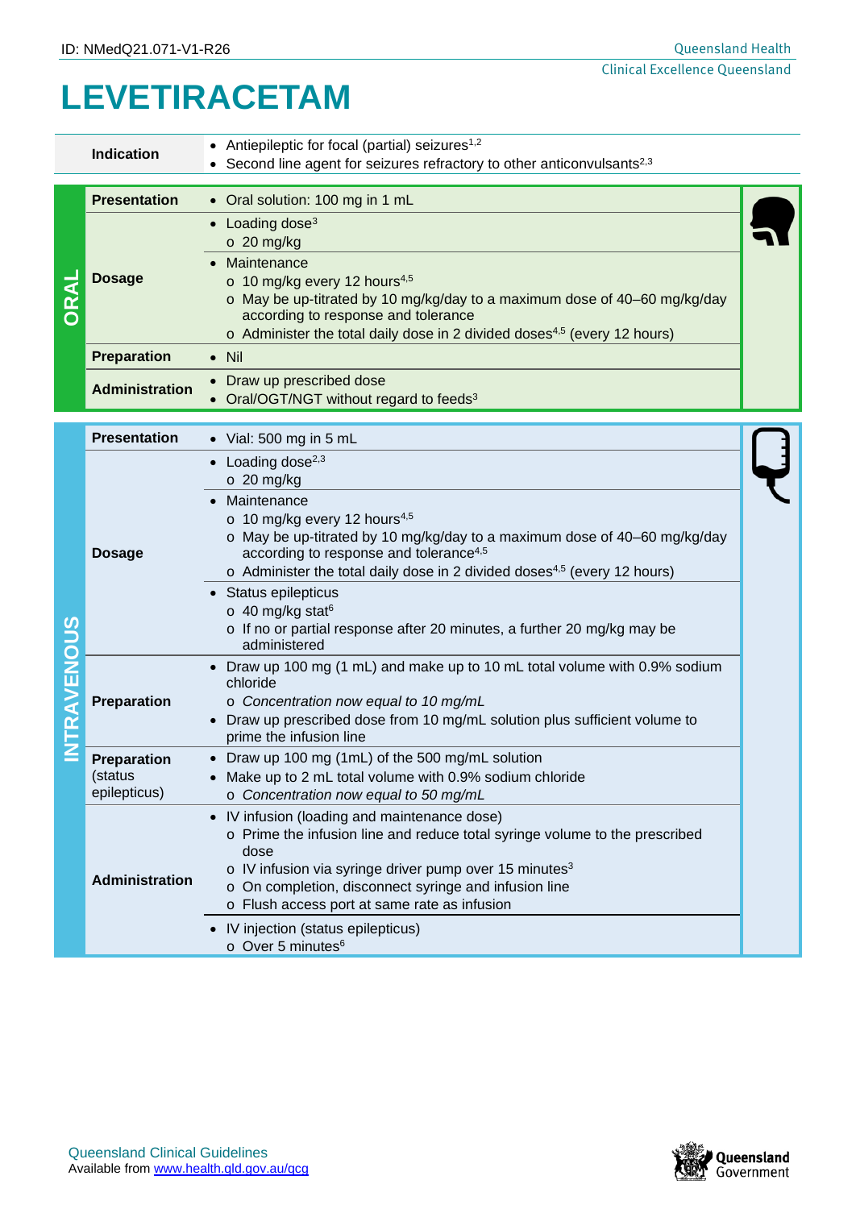ID: NMedQ21.071-V1-R26

# LEVETIRACETAM

| | |
|---|---|
| **Indication** | • Antiepileptic for focal (partial) seizures[1,2]<br>• Second line agent for seizures refractory to other anticonvulsants[2,3] |

## ORAL

| | |
|---|---|
| **Presentation** | • Oral solution: 100 mg in 1 mL |
| **Dosage** | • Loading dose[3]<br>  o 20 mg/kg<br>• Maintenance<br>  o 10 mg/kg every 12 hours[4,5]<br>  o May be up-titrated by 10 mg/kg/day to a maximum dose of 40–60 mg/kg/day according to response and tolerance<br>  o Administer the total daily dose in 2 divided doses[4,5] (every 12 hours) |
| **Preparation** | • Nil |
| **Administration** | • Draw up prescribed dose<br>• Oral/OGT/NGT without regard to feeds[3] |

## INTRAVENOUS

| | |
|---|---|
| **Presentation** | • Vial: 500 mg in 5 mL |
| **Dosage** | • Loading dose[2,3]<br>  o 20 mg/kg<br>• Maintenance<br>  o 10 mg/kg every 12 hours[4,5]<br>  o May be up-titrated by 10 mg/kg/day to a maximum dose of 40–60 mg/kg/day according to response and tolerance[4,5]<br>  o Administer the total daily dose in 2 divided doses[4,5] (every 12 hours)<br>• Status epilepticus<br>  o 40 mg/kg stat[6]<br>  o If no or partial response after 20 minutes, a further 20 mg/kg may be administered |
| **Preparation** | • Draw up 100 mg (1 mL) and make up to 10 mL total volume with 0.9% sodium chloride<br>  o *Concentration now equal to 10 mg/mL*<br>• Draw up prescribed dose from 10 mg/mL solution plus sufficient volume to prime the infusion line |
| **Preparation** (status epilepticus) | • Draw up 100 mg (1mL) of the 500 mg/mL solution<br>• Make up to 2 mL total volume with 0.9% sodium chloride<br>  o *Concentration now equal to 50 mg/mL* |
| **Administration** | • IV infusion (loading and maintenance dose)<br>  o Prime the infusion line and reduce total syringe volume to the prescribed dose<br>  o IV infusion via syringe driver pump over 15 minutes[3]<br>  o On completion, disconnect syringe and infusion line<br>  o Flush access port at same rate as infusion<br>• IV injection (status epilepticus)<br>  o Over 5 minutes[6] |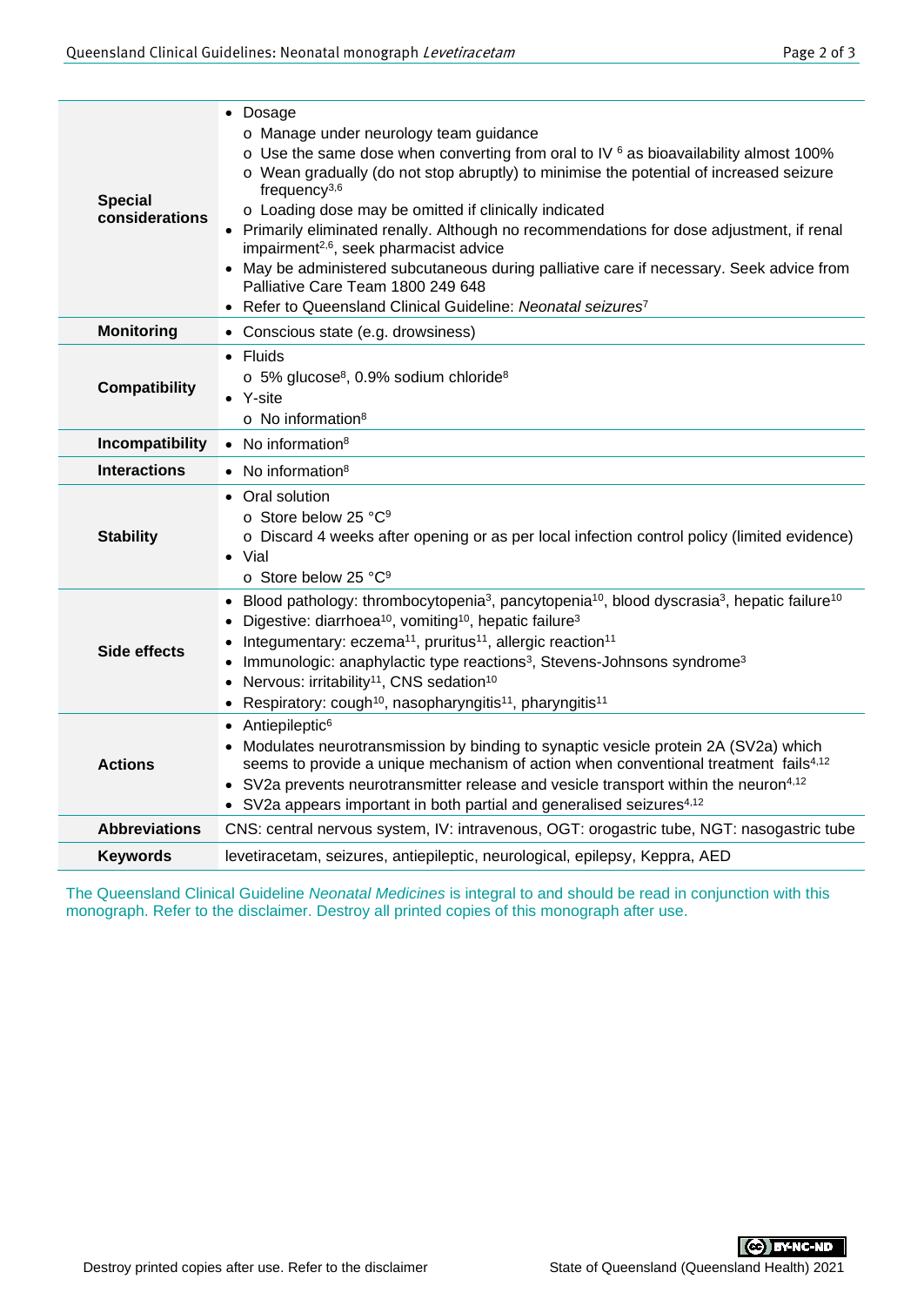| | |
|---|---|
| **Special considerations** | • Dosage<br>o Manage under neurology team guidance<br>o Use the same dose when converting from oral to IV [6] as bioavailability almost 100%<br>o Wean gradually (do not stop abruptly) to minimise the potential of increased seizure frequency[3,6]<br>o Loading dose may be omitted if clinically indicated<br>• Primarily eliminated renally. Although no recommendations for dose adjustment, if renal impairment[2,6], seek pharmacist advice<br>• May be administered subcutaneous during palliative care if necessary. Seek advice from Palliative Care Team 1800 249 648<br>• Refer to Queensland Clinical Guideline: *Neonatal seizures*[7] |
| **Monitoring** | • Conscious state (e.g. drowsiness) |
| **Compatibility** | • Fluids<br>o 5% glucose[8], 0.9% sodium chloride[8]<br>• Y-site<br>o No information[8] |
| **Incompatibility** | • No information[8] |
| **Interactions** | • No information[8] |
| **Stability** | • Oral solution<br>o Store below 25 °C[9]<br>o Discard 4 weeks after opening or as per local infection control policy (limited evidence)<br>• Vial<br>o Store below 25 °C[9] |
| **Side effects** | • Blood pathology: thrombocytopenia[3], pancytopenia[10], blood dyscrasia[3], hepatic failure[10]<br>• Digestive: diarrhoea[10], vomiting[10], hepatic failure[3]<br>• Integumentary: eczema[11], pruritus[11], allergic reaction[11]<br>• Immunologic: anaphylactic type reactions[3], Stevens-Johnsons syndrome[3]<br>• Nervous: irritability[11], CNS sedation[10]<br>• Respiratory: cough[10], nasopharyngitis[11], pharyngitis[11] |
| **Actions** | • Antiepileptic[6]<br>• Modulates neurotransmission by binding to synaptic vesicle protein 2A (SV2a) which seems to provide a unique mechanism of action when conventional treatment fails[4,12]<br>• SV2a prevents neurotransmitter release and vesicle transport within the neuron[4,12]<br>• SV2a appears important in both partial and generalised seizures[4,12] |
| **Abbreviations** | CNS: central nervous system, IV: intravenous, OGT: orogastric tube, NGT: nasogastric tube |
| **Keywords** | levetiracetam, seizures, antiepileptic, neurological, epilepsy, Keppra, AED |

The Queensland Clinical Guideline *Neonatal Medicines* is integral to and should be read in conjunction with this monograph. Refer to the disclaimer. Destroy all printed copies of this monograph after use.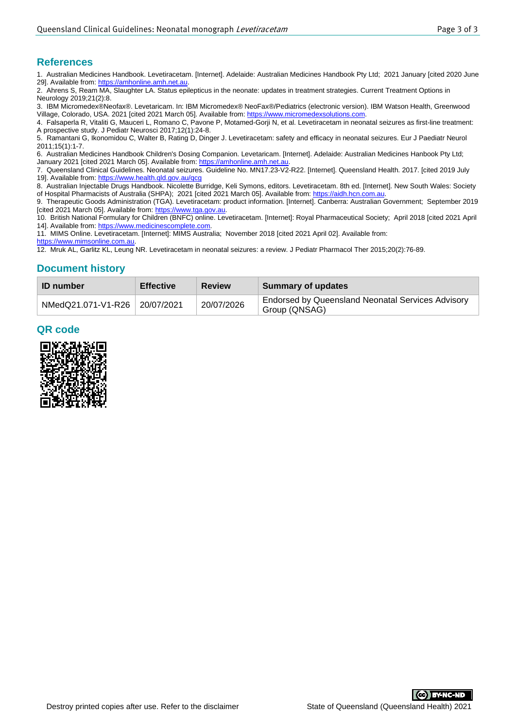## References

1. Australian Medicines Handbook. Levetiracetam. [Internet]. Adelaide: Australian Medicines Handbook Pty Ltd; 2021 January [cited 2020 June 29]. Available from: https://amhonline.amh.net.au.
2. Ahrens S, Ream MA, Slaughter LA. Status epilepticus in the neonate: updates in treatment strategies. Current Treatment Options in Neurology 2019;21(2):8.
3. IBM Micromedex®Neofax®. Levetaricam. In: IBM Micromedex® NeoFax®/Pediatrics (electronic version). IBM Watson Health, Greenwood Village, Colorado, USA. 2021 [cited 2021 March 05]. Available from: https://www.micromedexsolutions.com.
4. Falsaperla R, Vitaliti G, Mauceri L, Romano C, Pavone P, Motamed-Gorji N, et al. Levetiracetam in neonatal seizures as first-line treatment: A prospective study. J Pediatr Neurosci 2017;12(1):24-8.
5. Ramantani G, Ikonomidou C, Walter B, Rating D, Dinger J. Levetiracetam: safety and efficacy in neonatal seizures. Eur J Paediatr Neurol 2011;15(1):1-7.
6. Australian Medicines Handbook Children's Dosing Companion. Levetaricam. [Internet]. Adelaide: Australian Medicines Hanbook Pty Ltd; January 2021 [cited 2021 March 05]. Available from: https://amhonline.amh.net.au.
7. Queensland Clinical Guidelines. Neonatal seizures. Guideline No. MN17.23-V2-R22. [Internet]. Queensland Health. 2017. [cited 2019 July 19]. Available from: https://www.health.qld.gov.au/qcg
8. Australian Injectable Drugs Handbook. Nicolette Burridge, Keli Symons, editors. Levetiracetam. 8th ed. [Internet]. New South Wales: Society of Hospital Pharmacists of Australia (SHPA); 2021 [cited 2021 March 05]. Available from: https://aidh.hcn.com.au.
9. Therapeutic Goods Administration (TGA). Levetiracetam: product information. [Internet]. Canberra: Australian Government; September 2019 [cited 2021 March 05]. Available from: https://www.tga.gov.au.
10. British National Formulary for Children (BNFC) online. Levetiracetam. [Internet]: Royal Pharmaceutical Society; April 2018 [cited 2021 April 14]. Available from: https://www.medicinescomplete.com.
11. MIMS Online. Levetiracetam. [Internet]: MIMS Australia; November 2018 [cited 2021 April 02]. Available from: https://www.mimsonline.com.au.
12. Mruk AL, Garlitz KL, Leung NR. Levetiracetam in neonatal seizures: a review. J Pediatr Pharmacol Ther 2015;20(2):76-89.

## Document history

| ID number | Effective | Review | Summary of updates |
|---|---|---|---|
| NMedQ21.071-V1-R26 | 20/07/2021 | 20/07/2026 | Endorsed by Queensland Neonatal Services Advisory Group (QNSAG) |

## QR code

Destroy printed copies after use. Refer to the disclaimer

State of Queensland (Queensland Health) 2021